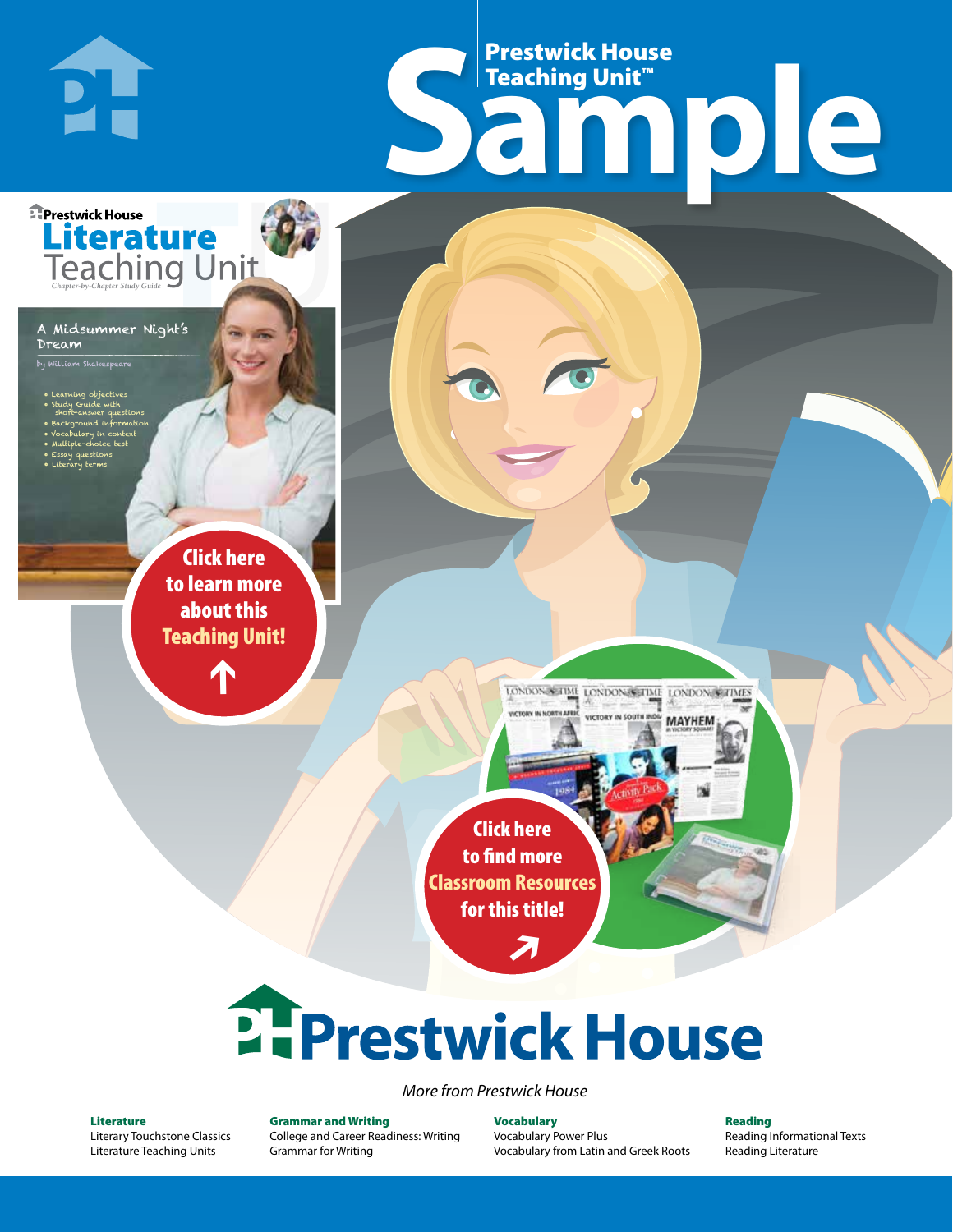# Prestwick House Teaching Unit™ Sample

Prestwick House

**Literature** Teaching Unit

*Chapter-by-Chapter Study Guide*

A Midsummer Night's Dream

by William Shakespeare

- Learning objectives
- Study Guide with short-answer questions
- Background information
- Vocabulary in context
- Multiple-choice test
- Essay questions
- Literary terms

Click here to learn more about this **Teaching Unit!**

Click here to find more **Classroom Resources** for this title!

# Prestwick House

*More from Prestwick House*

**Literature**
Literary Touchstone Classics
Literature Teaching Units

**Grammar and Writing**
College and Career Readiness: Writing
Grammar for Writing

**Vocabulary**
Vocabulary Power Plus
Vocabulary from Latin and Greek Roots

**Reading**
Reading Informational Texts
Reading Literature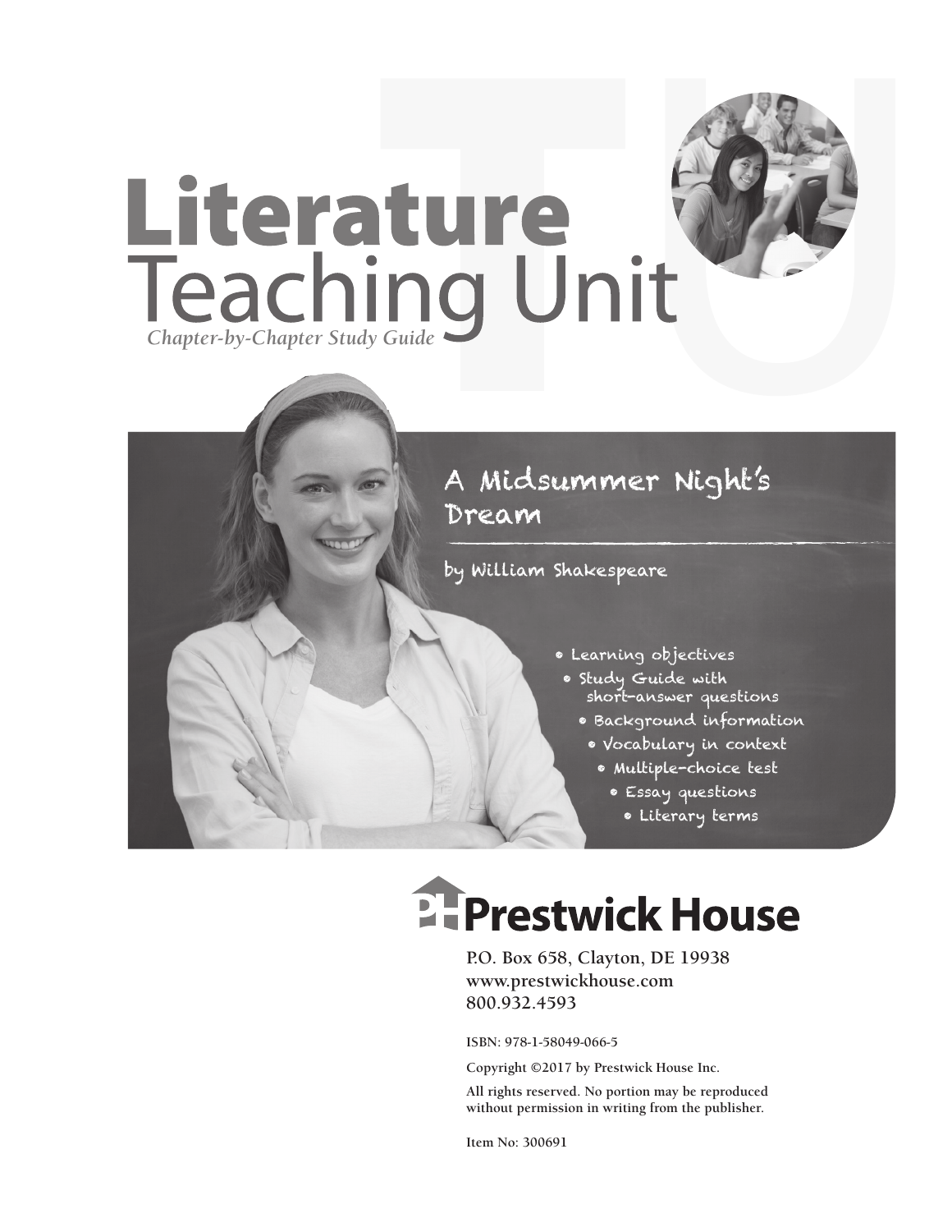# Literature Teaching Unit

*Chapter-by-Chapter Study Guide*

## A Midsummer Night's Dream

by William Shakespeare

- Learning objectives
- Study Guide with short-answer questions
- Background information
- Vocabulary in context
- Multiple-choice test
- Essay questions
- Literary terms

**Prestwick House**

P.O. Box 658, Clayton, DE 19938
www.prestwickhouse.com
800.932.4593

ISBN: 978-1-58049-066-5

Copyright ©2017 by Prestwick House Inc.

All rights reserved. No portion may be reproduced without permission in writing from the publisher.

Item No: 300691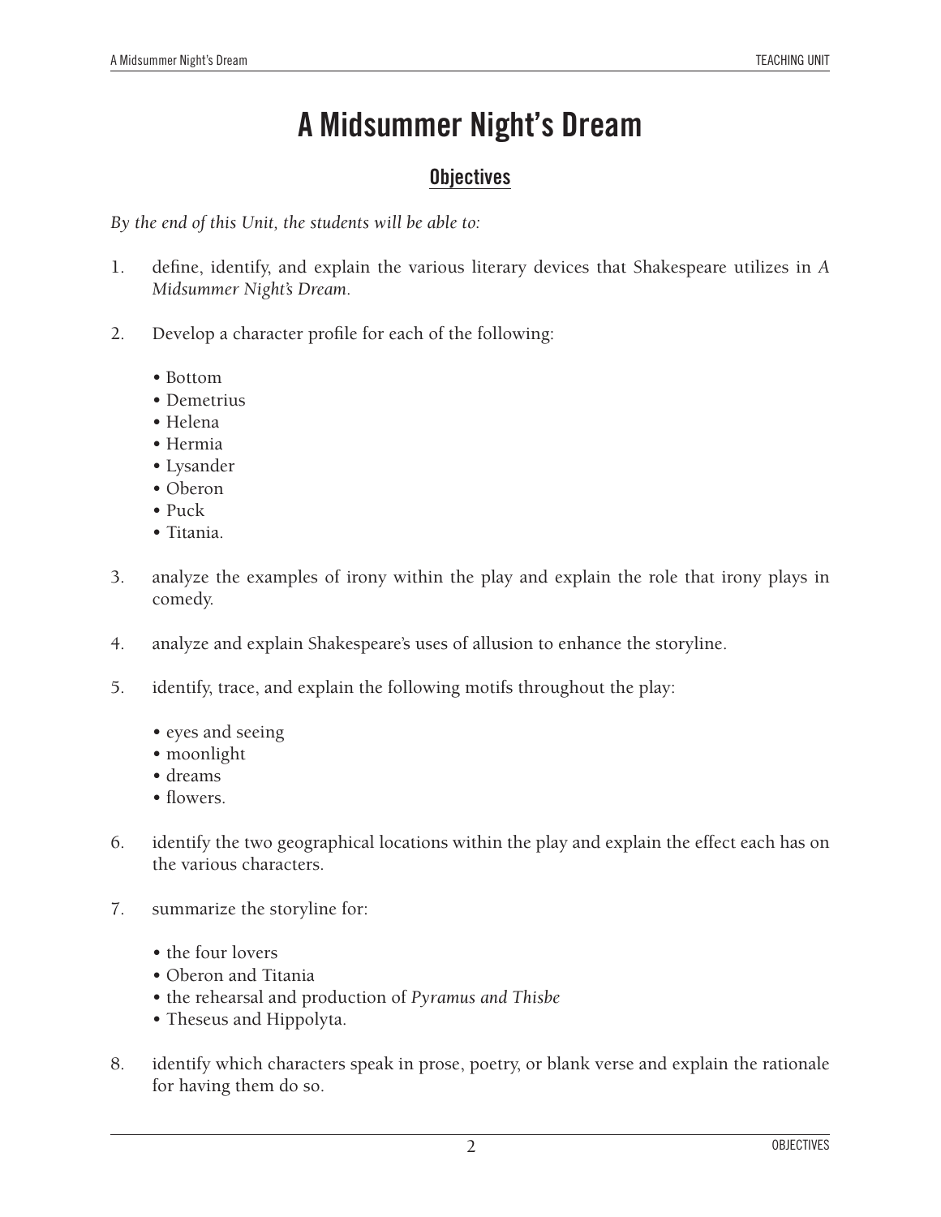# A Midsummer Night's Dream

## Objectives

*By the end of this Unit, the students will be able to:*

1. define, identify, and explain the various literary devices that Shakespeare utilizes in *A Midsummer Night's Dream*.

2. Develop a character profile for each of the following:

   • Bottom
   • Demetrius
   • Helena
   • Hermia
   • Lysander
   • Oberon
   • Puck
   • Titania.

3. analyze the examples of irony within the play and explain the role that irony plays in comedy.

4. analyze and explain Shakespeare's uses of allusion to enhance the storyline.

5. identify, trace, and explain the following motifs throughout the play:

   • eyes and seeing
   • moonlight
   • dreams
   • flowers.

6. identify the two geographical locations within the play and explain the effect each has on the various characters.

7. summarize the storyline for:

   • the four lovers
   • Oberon and Titania
   • the rehearsal and production of *Pyramus and Thisbe*
   • Theseus and Hippolyta.

8. identify which characters speak in prose, poetry, or blank verse and explain the rationale for having them do so.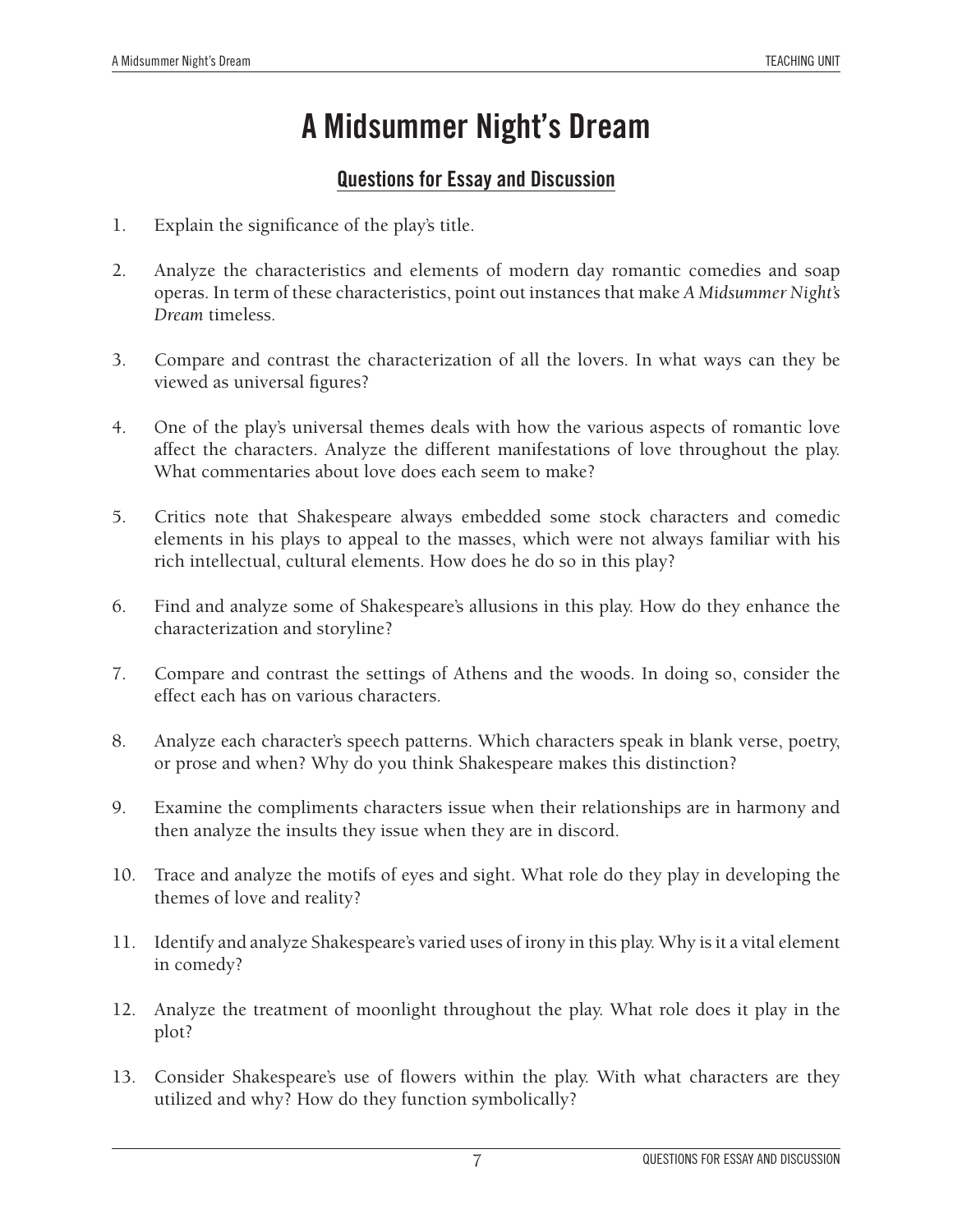# A Midsummer Night's Dream

## Questions for Essay and Discussion

1. Explain the significance of the play's title.

2. Analyze the characteristics and elements of modern day romantic comedies and soap operas. In term of these characteristics, point out instances that make *A Midsummer Night's Dream* timeless.

3. Compare and contrast the characterization of all the lovers. In what ways can they be viewed as universal figures?

4. One of the play's universal themes deals with how the various aspects of romantic love affect the characters. Analyze the different manifestations of love throughout the play. What commentaries about love does each seem to make?

5. Critics note that Shakespeare always embedded some stock characters and comedic elements in his plays to appeal to the masses, which were not always familiar with his rich intellectual, cultural elements. How does he do so in this play?

6. Find and analyze some of Shakespeare's allusions in this play. How do they enhance the characterization and storyline?

7. Compare and contrast the settings of Athens and the woods. In doing so, consider the effect each has on various characters.

8. Analyze each character's speech patterns. Which characters speak in blank verse, poetry, or prose and when? Why do you think Shakespeare makes this distinction?

9. Examine the compliments characters issue when their relationships are in harmony and then analyze the insults they issue when they are in discord.

10. Trace and analyze the motifs of eyes and sight. What role do they play in developing the themes of love and reality?

11. Identify and analyze Shakespeare's varied uses of irony in this play. Why is it a vital element in comedy?

12. Analyze the treatment of moonlight throughout the play. What role does it play in the plot?

13. Consider Shakespeare's use of flowers within the play. With what characters are they utilized and why? How do they function symbolically?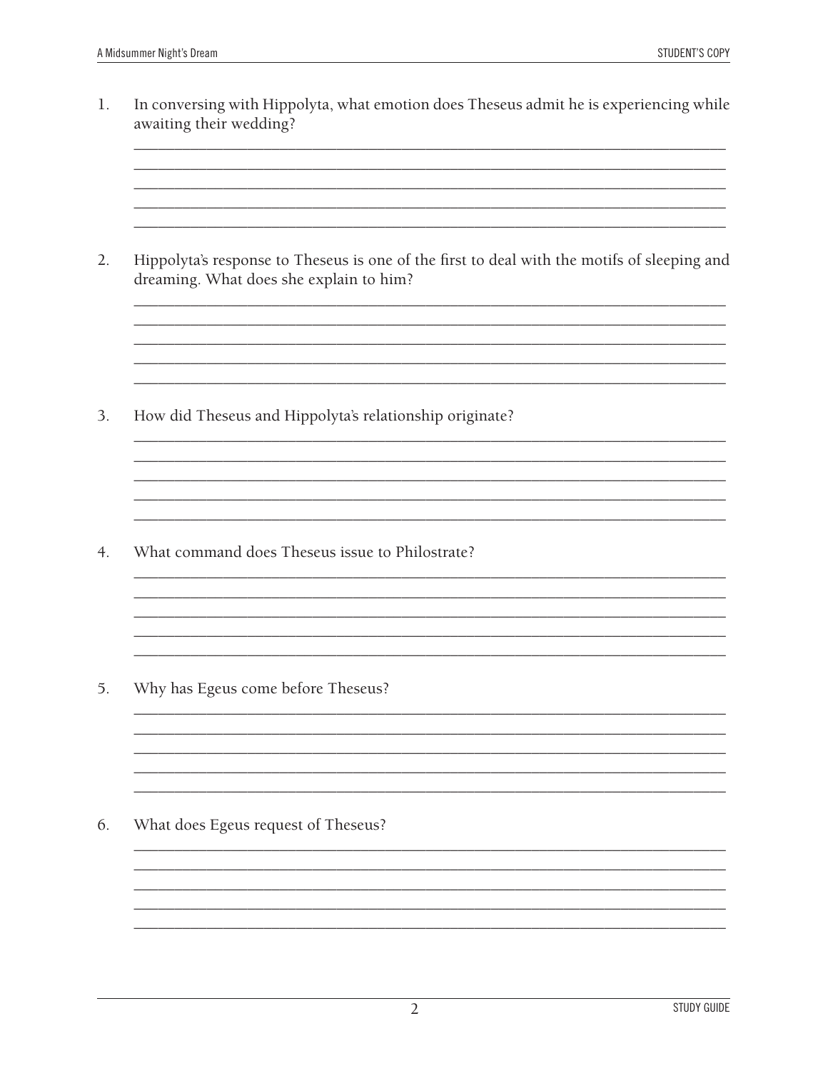1. In conversing with Hippolyta, what emotion does Theseus admit he is experiencing while awaiting their wedding?

2. Hippolyta's response to Theseus is one of the first to deal with the motifs of sleeping and dreaming. What does she explain to him?

3. How did Theseus and Hippolyta's relationship originate?

4. What command does Theseus issue to Philostrate?

5. Why has Egeus come before Theseus?

6. What does Egeus request of Theseus?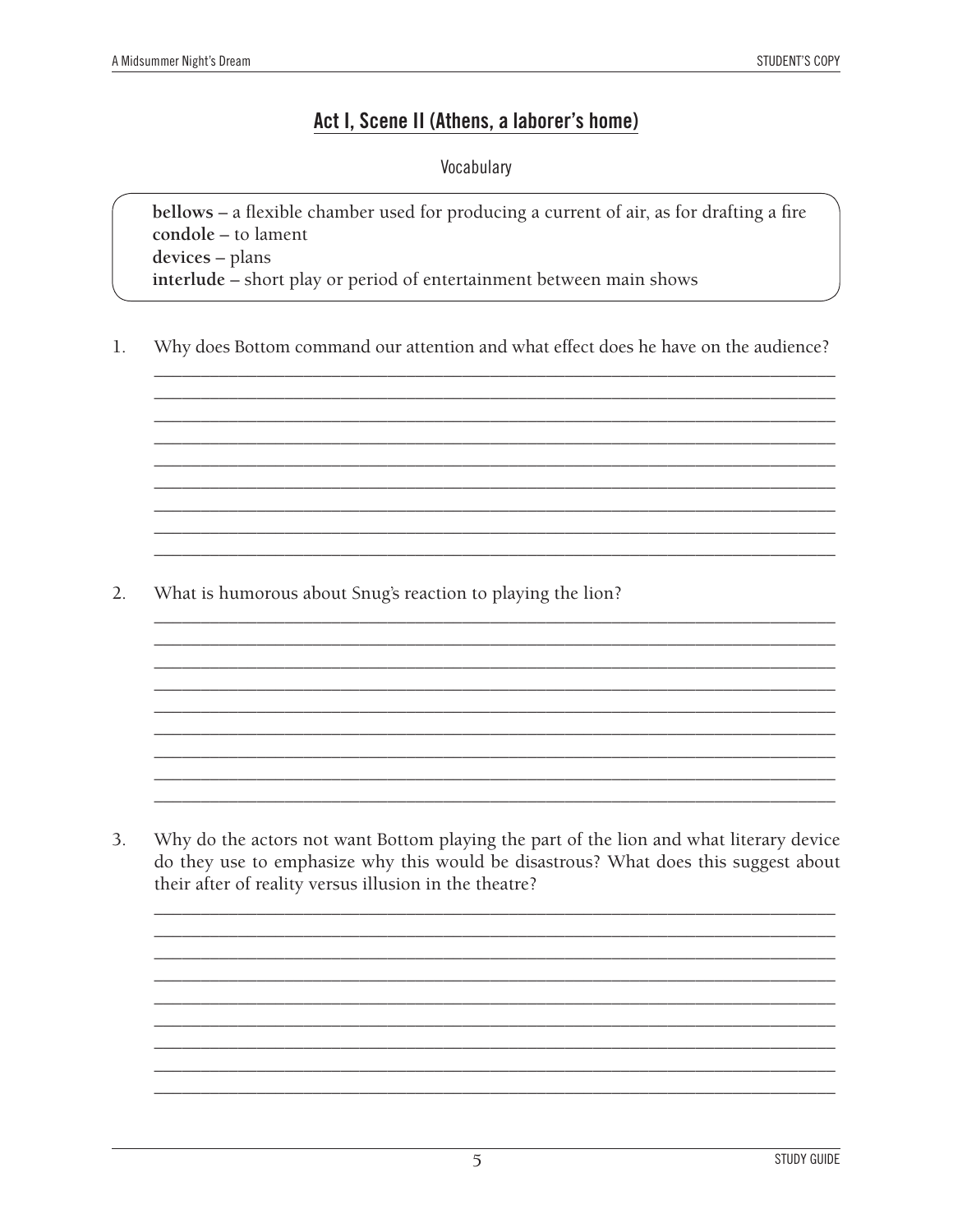## Act I, Scene II (Athens, a laborer's home)

Vocabulary

**bellows** – a flexible chamber used for producing a current of air, as for drafting a fire
**condole** – to lament
**devices** – plans
**interlude** – short play or period of entertainment between main shows

1. Why does Bottom command our attention and what effect does he have on the audience?

2. What is humorous about Snug's reaction to playing the lion?

3. Why do the actors not want Bottom playing the part of the lion and what literary device do they use to emphasize why this would be disastrous? What does this suggest about their after of reality versus illusion in the theatre?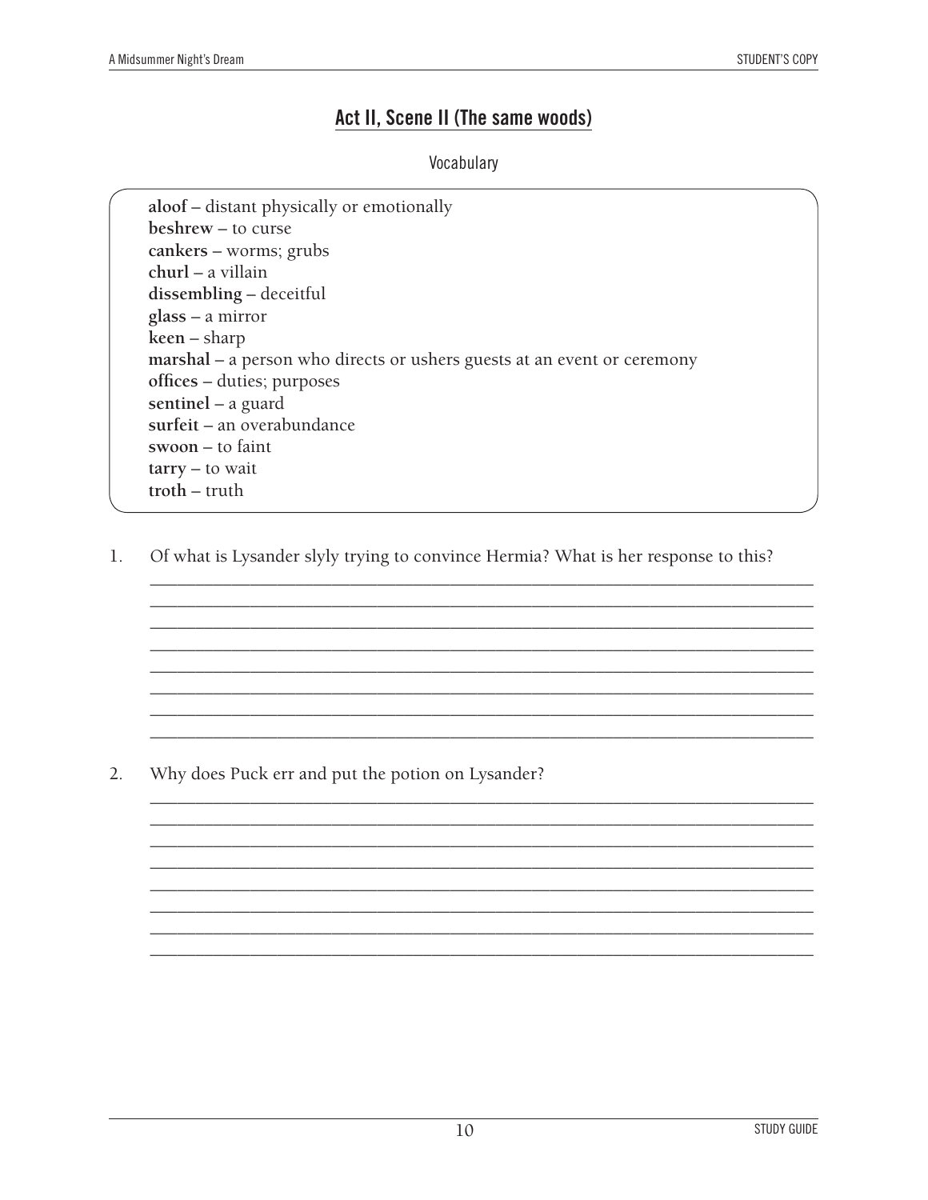## Act II, Scene II (The same woods)

Vocabulary

**aloof** – distant physically or emotionally
**beshrew** – to curse
**cankers** – worms; grubs
**churl** – a villain
**dissembling** – deceitful
**glass** – a mirror
**keen** – sharp
**marshal** – a person who directs or ushers guests at an event or ceremony
**offices** – duties; purposes
**sentinel** – a guard
**surfeit** – an overabundance
**swoon** – to faint
**tarry** – to wait
**troth** – truth

1. Of what is Lysander slyly trying to convince Hermia? What is her response to this?

________________________________________________________________________
________________________________________________________________________
________________________________________________________________________
________________________________________________________________________
________________________________________________________________________
________________________________________________________________________
________________________________________________________________________
________________________________________________________________________

2. Why does Puck err and put the potion on Lysander?

________________________________________________________________________
________________________________________________________________________
________________________________________________________________________
________________________________________________________________________
________________________________________________________________________
________________________________________________________________________
________________________________________________________________________
________________________________________________________________________